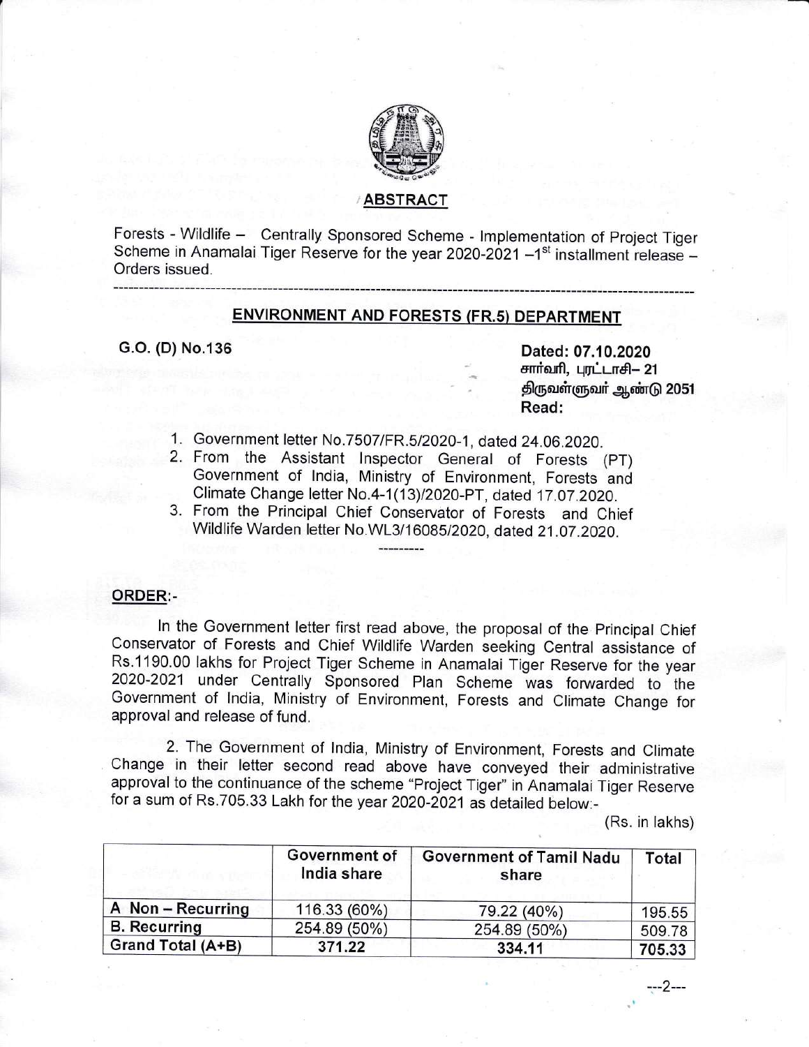## ABSTRACT

Forests - Wildlife – Centrally Sponsored Scheme - Implementation of Project Tiger Scheme in Anamalai Tiger Reserve for the year 2020-2021 –1st installment release – Orders issued.

---

## ENVIRONMENT AND FORESTS (FR.5) DEPARTMENT

**G.O. (D) No.136**

**Dated: 07.10.2020**
**சார்வரி, புரட்டாசி– 21**
**திருவள்ளுவர் ஆண்டு 2051**
**Read:**

1. Government letter No.7507/FR.5/2020-1, dated 24.06.2020.
2. From the Assistant Inspector General of Forests (PT) Government of India, Ministry of Environment, Forests and Climate Change letter No.4-1(13)/2020-PT, dated 17.07.2020.
3. From the Principal Chief Conservator of Forests and Chief Wildlife Warden letter No.WL3/16085/2020, dated 21.07.2020.

---------

**ORDER:-**

In the Government letter first read above, the proposal of the Principal Chief Conservator of Forests and Chief Wildlife Warden seeking Central assistance of Rs.1190.00 lakhs for Project Tiger Scheme in Anamalai Tiger Reserve for the year 2020-2021 under Centrally Sponsored Plan Scheme was forwarded to the Government of India, Ministry of Environment, Forests and Climate Change for approval and release of fund.

2. The Government of India, Ministry of Environment, Forests and Climate Change in their letter second read above have conveyed their administrative approval to the continuance of the scheme "Project Tiger" in Anamalai Tiger Reserve for a sum of Rs.705.33 Lakh for the year 2020-2021 as detailed below:-

(Rs. in lakhs)

| | Government of India share | Government of Tamil Nadu share | Total |
|---|---|---|---|
| A Non – Recurring | 116.33 (60%) | 79.22 (40%) | 195.55 |
| B. Recurring | 254.89 (50%) | 254.89 (50%) | 509.78 |
| Grand Total (A+B) | 371.22 | 334.11 | 705.33 |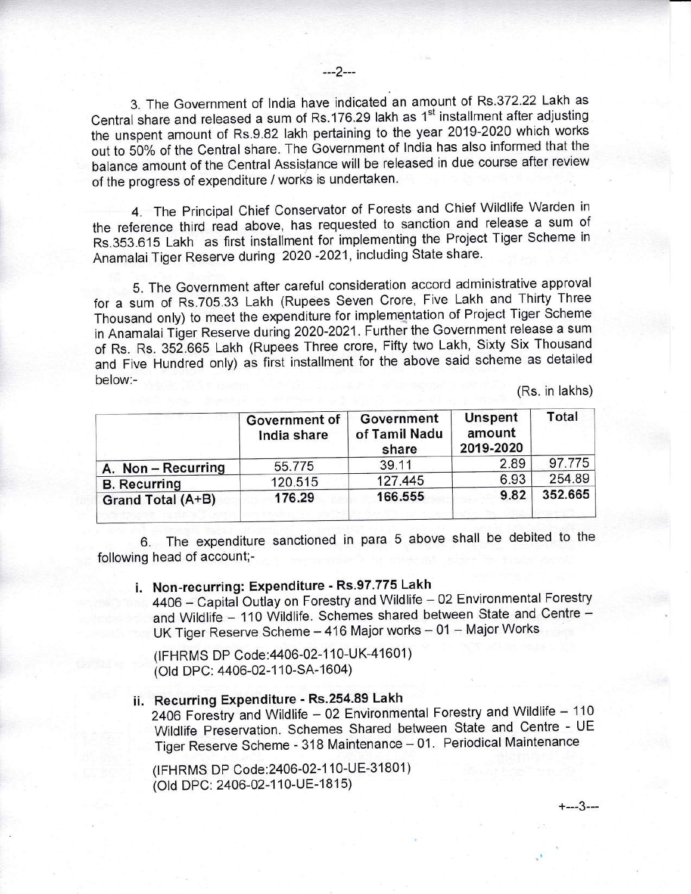3. The Government of India have indicated an amount of Rs.372.22 Lakh as Central share and released a sum of Rs.176.29 lakh as 1st installment after adjusting the unspent amount of Rs.9.82 lakh pertaining to the year 2019-2020 which works out to 50% of the Central share. The Government of India has also informed that the balance amount of the Central Assistance will be released in due course after review of the progress of expenditure / works is undertaken.

4. The Principal Chief Conservator of Forests and Chief Wildlife Warden in the reference third read above, has requested to sanction and release a sum of Rs.353.615 Lakh as first installment for implementing the Project Tiger Scheme in Anamalai Tiger Reserve during 2020 -2021, including State share.

5. The Government after careful consideration accord administrative approval for a sum of Rs.705.33 Lakh (Rupees Seven Crore, Five Lakh and Thirty Three Thousand only) to meet the expenditure for implementation of Project Tiger Scheme in Anamalai Tiger Reserve during 2020-2021. Further the Government release a sum of Rs. Rs. 352.665 Lakh (Rupees Three crore, Fifty two Lakh, Sixty Six Thousand and Five Hundred only) as first installment for the above said scheme as detailed below:-

(Rs. in lakhs)

| | Government of India share | Government of Tamil Nadu share | Unspent amount 2019-2020 | Total |
|---|---|---|---|---|
| A. Non – Recurring | 55.775 | 39.11 | 2.89 | 97.775 |
| B. Recurring | 120.515 | 127.445 | 6.93 | 254.89 |
| **Grand Total (A+B)** | **176.29** | **166.555** | **9.82** | **352.665** |

6. The expenditure sanctioned in para 5 above shall be debited to the following head of account;-

i. **Non-recurring: Expenditure - Rs.97.775 Lakh**
4406 – Capital Outlay on Forestry and Wildlife – 02 Environmental Forestry and Wildlife – 110 Wildlife. Schemes shared between State and Centre – UK Tiger Reserve Scheme – 416 Major works – 01 – Major Works

(IFHRMS DP Code:4406-02-110-UK-41601)
(Old DPC: 4406-02-110-SA-1604)

ii. **Recurring Expenditure - Rs.254.89 Lakh**
2406 Forestry and Wildlife – 02 Environmental Forestry and Wildlife – 110 Wildlife Preservation. Schemes Shared between State and Centre - UE Tiger Reserve Scheme - 318 Maintenance – 01. Periodical Maintenance

(IFHRMS DP Code:2406-02-110-UE-31801)
(Old DPC: 2406-02-110-UE-1815)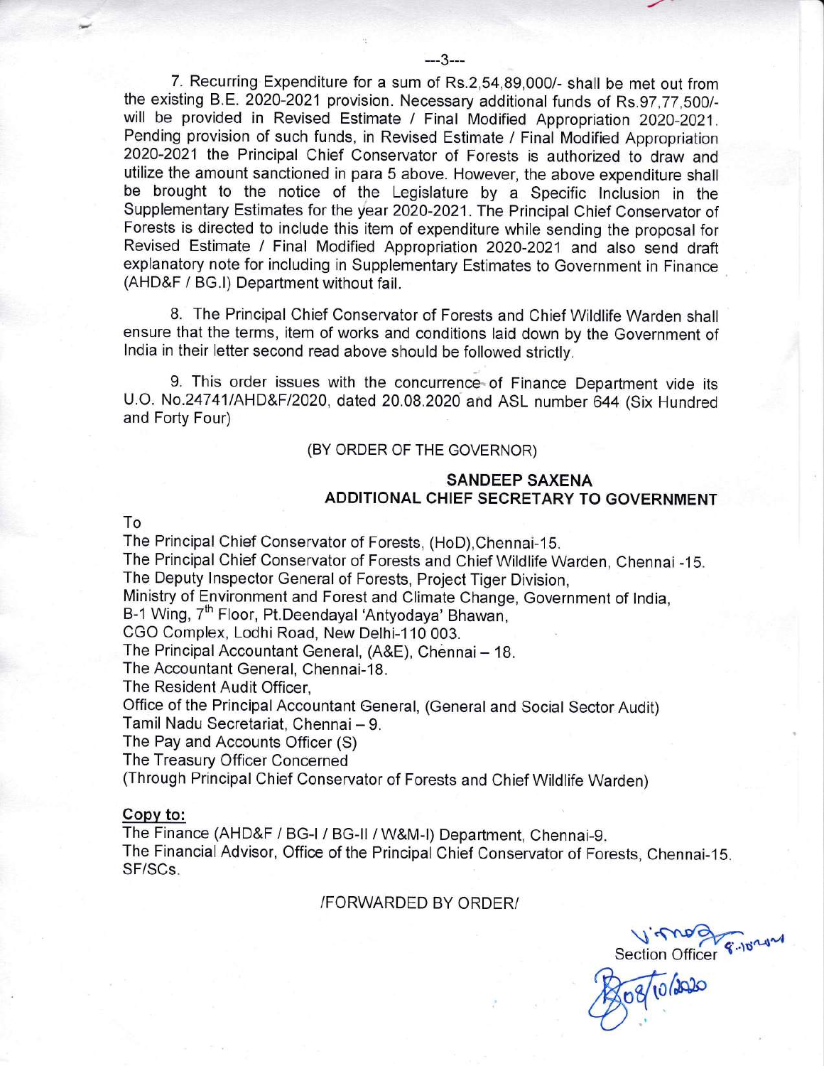7. Recurring Expenditure for a sum of Rs.2,54,89,000/- shall be met out from the existing B.E. 2020-2021 provision. Necessary additional funds of Rs.97,77,500/- will be provided in Revised Estimate / Final Modified Appropriation 2020-2021. Pending provision of such funds, in Revised Estimate / Final Modified Appropriation 2020-2021 the Principal Chief Conservator of Forests is authorized to draw and utilize the amount sanctioned in para 5 above. However, the above expenditure shall be brought to the notice of the Legislature by a Specific Inclusion in the Supplementary Estimates for the year 2020-2021. The Principal Chief Conservator of Forests is directed to include this item of expenditure while sending the proposal for Revised Estimate / Final Modified Appropriation 2020-2021 and also send draft explanatory note for including in Supplementary Estimates to Government in Finance (AHD&F / BG.I) Department without fail.

8. The Principal Chief Conservator of Forests and Chief Wildlife Warden shall ensure that the terms, item of works and conditions laid down by the Government of India in their letter second read above should be followed strictly.

9. This order issues with the concurrence of Finance Department vide its U.O. No.24741/AHD&F/2020, dated 20.08.2020 and ASL number 644 (Six Hundred and Forty Four)

(BY ORDER OF THE GOVERNOR)

**SANDEEP SAXENA**
**ADDITIONAL CHIEF SECRETARY TO GOVERNMENT**

To

The Principal Chief Conservator of Forests, (HoD),Chennai-15.
The Principal Chief Conservator of Forests and Chief Wildlife Warden, Chennai -15.
The Deputy Inspector General of Forests, Project Tiger Division,
Ministry of Environment and Forest and Climate Change, Government of India,
B-1 Wing, 7th Floor, Pt.Deendayal 'Antyodaya' Bhawan,
CGO Complex, Lodhi Road, New Delhi-110 003.
The Principal Accountant General, (A&E), Chennai – 18.
The Accountant General, Chennai-18.
The Resident Audit Officer,
Office of the Principal Accountant General, (General and Social Sector Audit)
Tamil Nadu Secretariat, Chennai – 9.
The Pay and Accounts Officer (S)
The Treasury Officer Concerned
(Through Principal Chief Conservator of Forests and Chief Wildlife Warden)

**Copy to:**

The Finance (AHD&F / BG-I / BG-II / W&M-I) Department, Chennai-9.
The Financial Advisor, Office of the Principal Chief Conservator of Forests, Chennai-15.
SF/SCs.

/FORWARDED BY ORDER/

Section Officer

08/10/2020